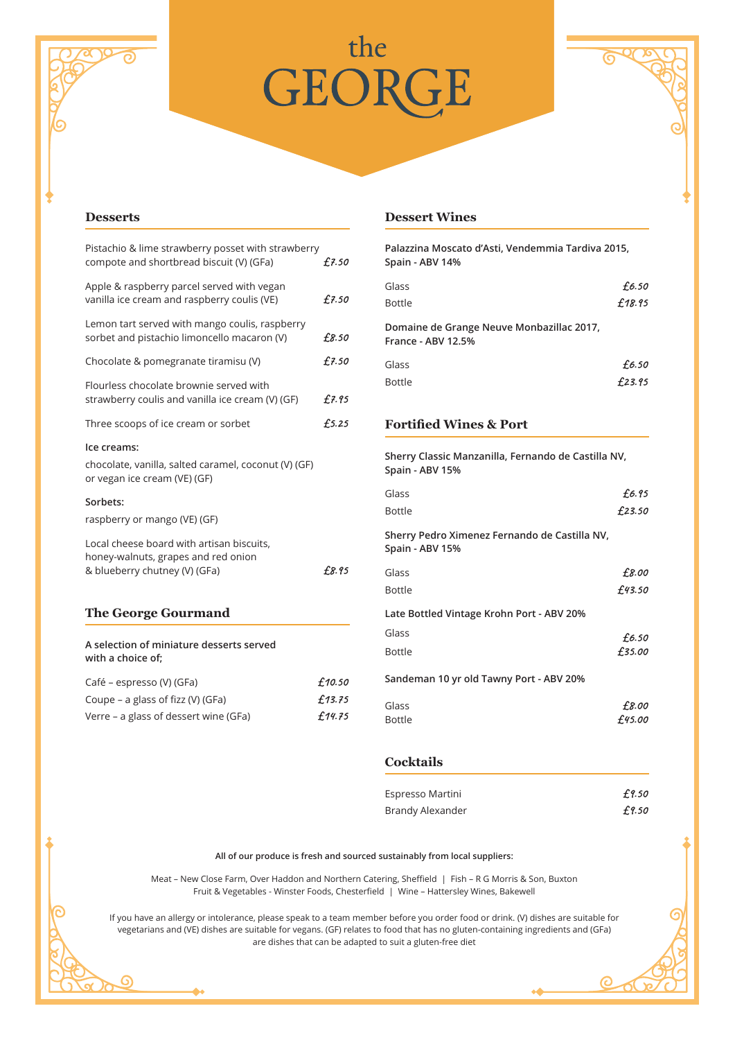# the GEORGE

## Desserts

| | |
|---|---|
| Pistachio & lime strawberry posset with strawberry compote and shortbread biscuit (V) (GFa) | £7.50 |
| Apple & raspberry parcel served with vegan vanilla ice cream and raspberry coulis (VE) | £7.50 |
| Lemon tart served with mango coulis, raspberry sorbet and pistachio limoncello macaron (V) | £8.50 |
| Chocolate & pomegranate tiramisu (V) | £7.50 |
| Flourless chocolate brownie served with strawberry coulis and vanilla ice cream (V) (GF) | £7.95 |
| Three scoops of ice cream or sorbet | £5.25 |

**Ice creams:**

chocolate, vanilla, salted caramel, coconut (V) (GF) or vegan ice cream (VE) (GF)

**Sorbets:**

raspberry or mango (VE) (GF)

| | |
|---|---|
| Local cheese board with artisan biscuits, honey-walnuts, grapes and red onion & blueberry chutney (V) (GFa) | £8.95 |

## The George Gourmand

**A selection of miniature desserts served with a choice of;**

| | |
|---|---|
| Café – espresso (V) (GFa) | £10.50 |
| Coupe – a glass of fizz (V) (GFa) | £13.75 |
| Verre – a glass of dessert wine (GFa) | £14.75 |

## Dessert Wines

**Palazzina Moscato d'Asti, Vendemmia Tardiva 2015, Spain - ABV 14%**

| | |
|---|---|
| Glass | £6.50 |
| Bottle | £18.95 |

**Domaine de Grange Neuve Monbazillac 2017, France - ABV 12.5%**

| | |
|---|---|
| Glass | £6.50 |
| Bottle | £23.95 |

## Fortified Wines & Port

**Sherry Classic Manzanilla, Fernando de Castilla NV, Spain - ABV 15%**

| | |
|---|---|
| Glass | £6.95 |
| Bottle | £23.50 |

**Sherry Pedro Ximenez Fernando de Castilla NV, Spain - ABV 15%**

| | |
|---|---|
| Glass | £8.00 |
| Bottle | £43.50 |

**Late Bottled Vintage Krohn Port - ABV 20%**

| | |
|---|---|
| Glass | £6.50 |
| Bottle | £35.00 |

**Sandeman 10 yr old Tawny Port - ABV 20%**

| | |
|---|---|
| Glass | £8.00 |
| Bottle | £45.00 |

## Cocktails

| | |
|---|---|
| Espresso Martini | £9.50 |
| Brandy Alexander | £9.50 |

**All of our produce is fresh and sourced sustainably from local suppliers:**

Meat – New Close Farm, Over Haddon and Northern Catering, Sheffield | Fish – R G Morris & Son, Buxton
Fruit & Vegetables - Winster Foods, Chesterfield | Wine – Hattersley Wines, Bakewell

If you have an allergy or intolerance, please speak to a team member before you order food or drink. (V) dishes are suitable for vegetarians and (VE) dishes are suitable for vegans. (GF) relates to food that has no gluten-containing ingredients and (GFa) are dishes that can be adapted to suit a gluten-free diet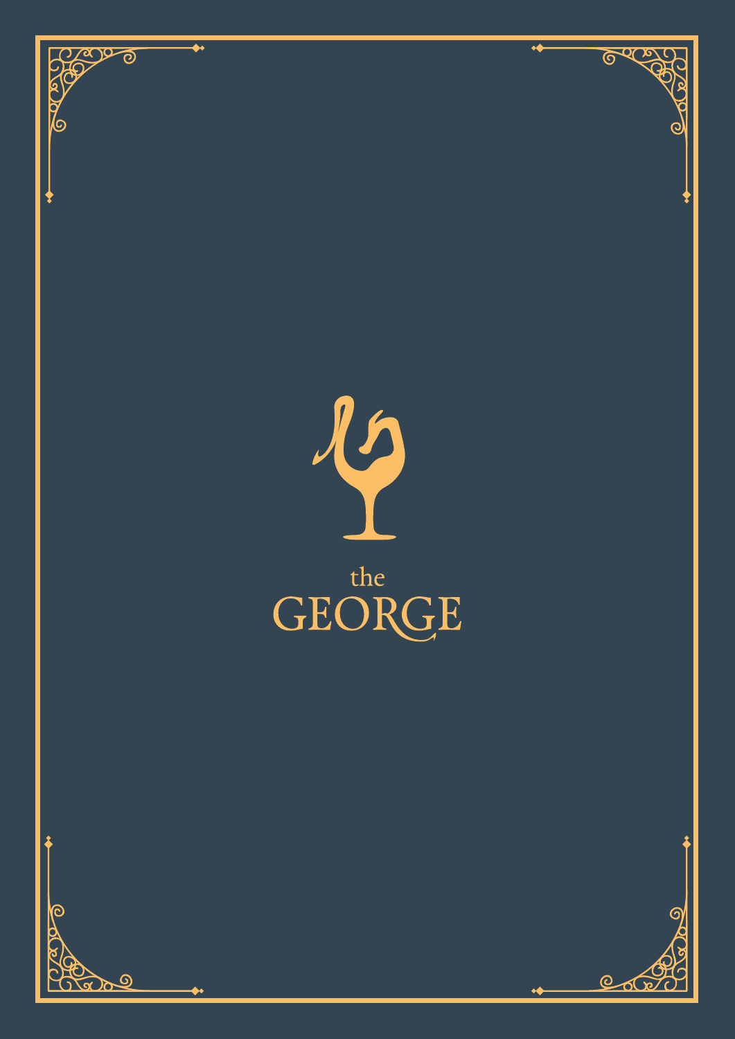the
GEORGE